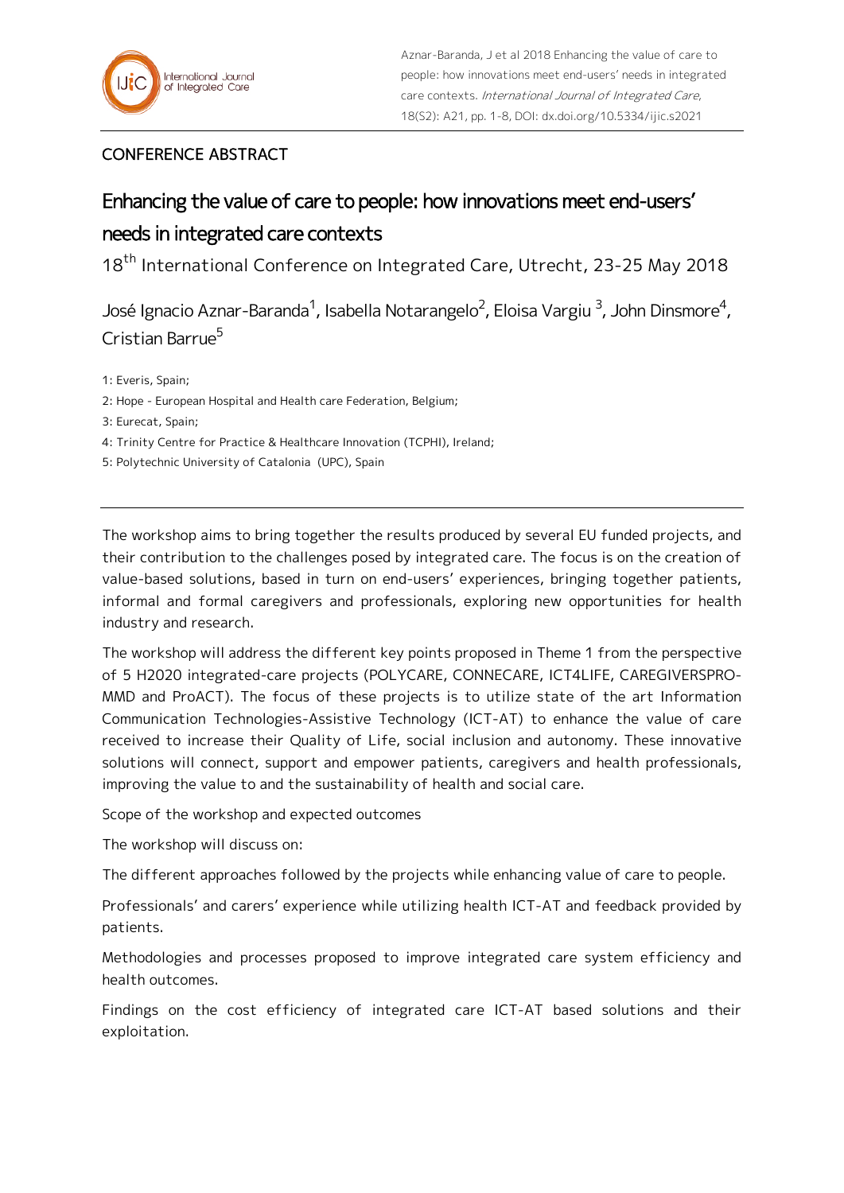CONFERENCE ABSTRACT

# Enhancing the value of care to people: how innovations meet end-users' needs in integrated care contexts

18th International Conference on Integrated Care, Utrecht, 23-25 May 2018

José Ignacio Aznar-Baranda[1], Isabella Notarangelo[2], Eloisa Vargiu [3], John Dinsmore[4], Cristian Barrue[5]

1: Everis, Spain;

2: Hope - European Hospital and Health care Federation, Belgium;

3: Eurecat, Spain;

4: Trinity Centre for Practice & Healthcare Innovation (TCPHI), Ireland;

5: Polytechnic University of Catalonia (UPC), Spain

---

The workshop aims to bring together the results produced by several EU funded projects, and their contribution to the challenges posed by integrated care. The focus is on the creation of value-based solutions, based in turn on end-users' experiences, bringing together patients, informal and formal caregivers and professionals, exploring new opportunities for health industry and research.

The workshop will address the different key points proposed in Theme 1 from the perspective of 5 H2020 integrated-care projects (POLYCARE, CONNECARE, ICT4LIFE, CAREGIVERSPRO-MMD and ProACT). The focus of these projects is to utilize state of the art Information Communication Technologies-Assistive Technology (ICT-AT) to enhance the value of care received to increase their Quality of Life, social inclusion and autonomy. These innovative solutions will connect, support and empower patients, caregivers and health professionals, improving the value to and the sustainability of health and social care.

Scope of the workshop and expected outcomes

The workshop will discuss on:

The different approaches followed by the projects while enhancing value of care to people.

Professionals' and carers' experience while utilizing health ICT-AT and feedback provided by patients.

Methodologies and processes proposed to improve integrated care system efficiency and health outcomes.

Findings on the cost efficiency of integrated care ICT-AT based solutions and their exploitation.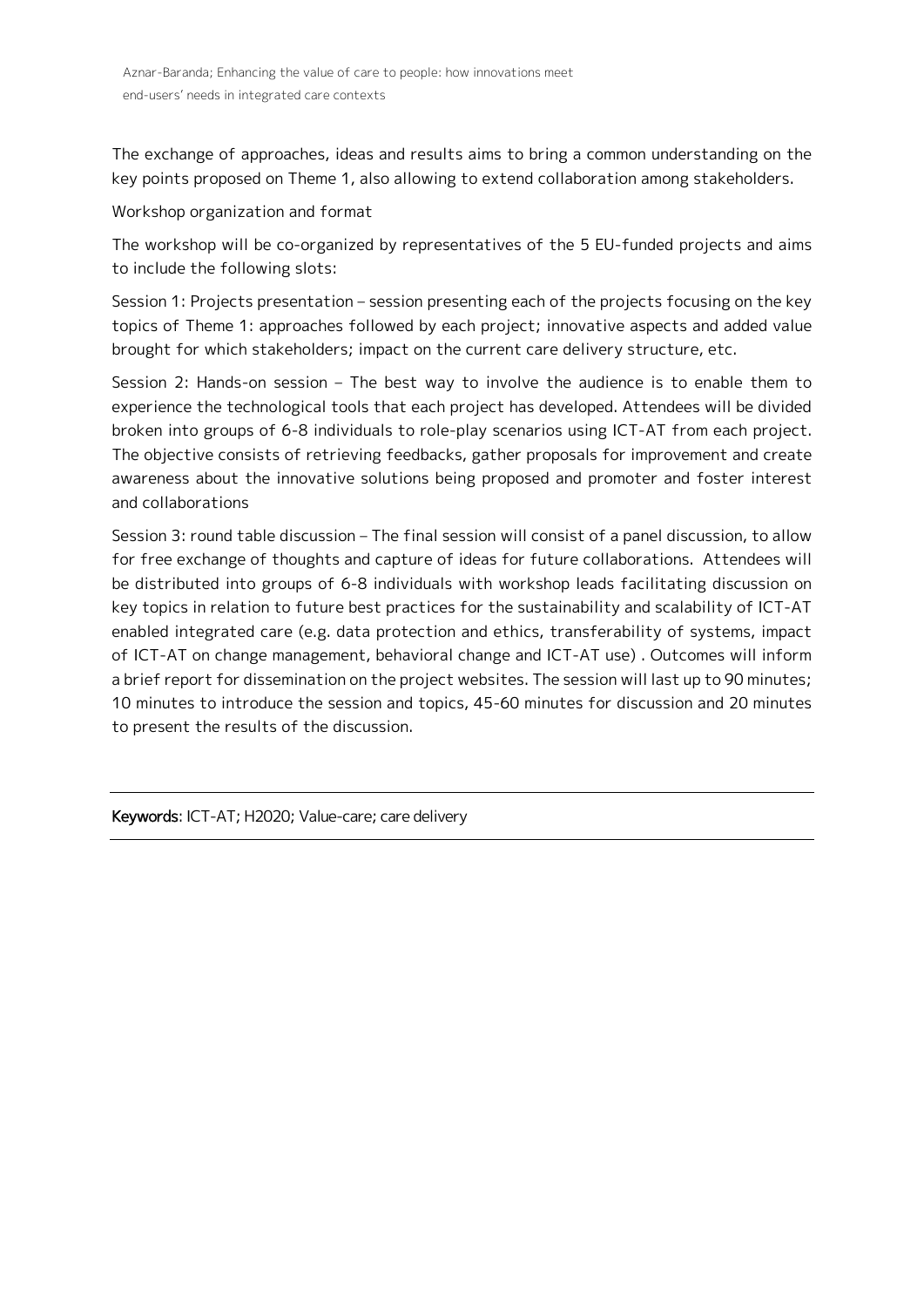The exchange of approaches, ideas and results aims to bring a common understanding on the key points proposed on Theme 1, also allowing to extend collaboration among stakeholders.

Workshop organization and format

The workshop will be co-organized by representatives of the 5 EU-funded projects and aims to include the following slots:

Session 1: Projects presentation – session presenting each of the projects focusing on the key topics of Theme 1: approaches followed by each project; innovative aspects and added value brought for which stakeholders; impact on the current care delivery structure, etc.

Session 2: Hands-on session – The best way to involve the audience is to enable them to experience the technological tools that each project has developed. Attendees will be divided broken into groups of 6-8 individuals to role-play scenarios using ICT-AT from each project. The objective consists of retrieving feedbacks, gather proposals for improvement and create awareness about the innovative solutions being proposed and promoter and foster interest and collaborations

Session 3: round table discussion – The final session will consist of a panel discussion, to allow for free exchange of thoughts and capture of ideas for future collaborations. Attendees will be distributed into groups of 6-8 individuals with workshop leads facilitating discussion on key topics in relation to future best practices for the sustainability and scalability of ICT-AT enabled integrated care (e.g. data protection and ethics, transferability of systems, impact of ICT-AT on change management, behavioral change and ICT-AT use) . Outcomes will inform a brief report for dissemination on the project websites. The session will last up to 90 minutes; 10 minutes to introduce the session and topics, 45-60 minutes for discussion and 20 minutes to present the results of the discussion.

---

**Keywords**: ICT-AT; H2020; Value-care; care delivery

---